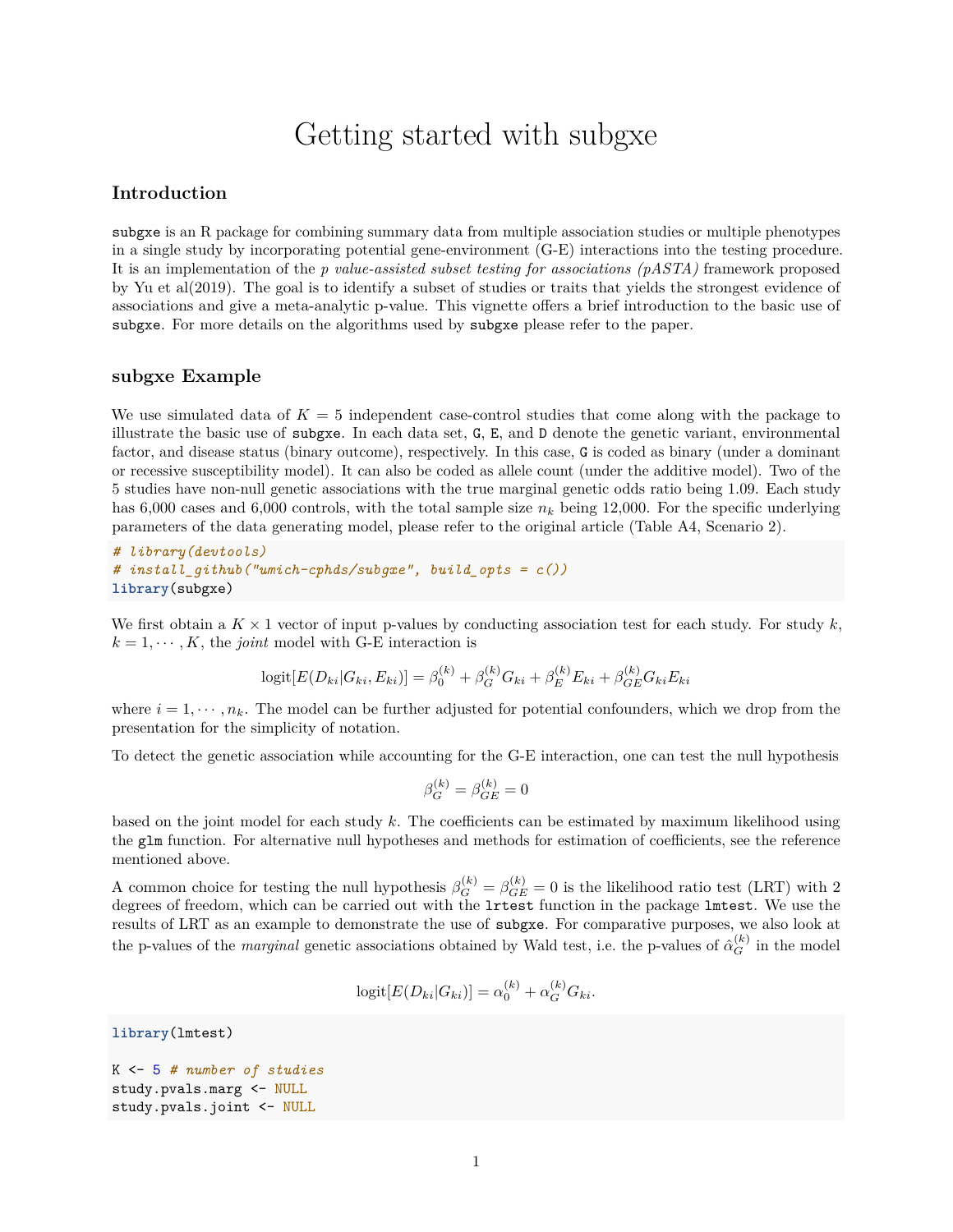# Getting started with subgxe

### Introduction

`subgxe` is an R package for combining summary data from multiple association studies or multiple phenotypes in a single study by incorporating potential gene-environment (G-E) interactions into the testing procedure. It is an implementation of the *p value-assisted subset testing for associations (pASTA)* framework proposed by Yu et al(2019). The goal is to identify a subset of studies or traits that yields the strongest evidence of associations and give a meta-analytic p-value. This vignette offers a brief introduction to the basic use of `subgxe`. For more details on the algorithms used by `subgxe` please refer to the paper.

### subgxe Example

We use simulated data of $K = 5$ independent case-control studies that come along with the package to illustrate the basic use of `subgxe`. In each data set, `G`, `E`, and `D` denote the genetic variant, environmental factor, and disease status (binary outcome), respectively. In this case, `G` is coded as binary (under a dominant or recessive susceptibility model). It can also be coded as allele count (under the additive model). Two of the 5 studies have non-null genetic associations with the true marginal genetic odds ratio being 1.09. Each study has 6,000 cases and 6,000 controls, with the total sample size $n_k$ being 12,000. For the specific underlying parameters of the data generating model, please refer to the original article (Table A4, Scenario 2).

```
# library(devtools)
# install_github("umich-cphds/subgxe", build_opts = c())
library(subgxe)
```

We first obtain a $K \times 1$ vector of input p-values by conducting association test for each study. For study $k$, $k = 1, \cdots, K$, the *joint* model with G-E interaction is

$$\text{logit}[E(D_{ki}|G_{ki}, E_{ki})] = \beta_0^{(k)} + \beta_G^{(k)} G_{ki} + \beta_E^{(k)} E_{ki} + \beta_{GE}^{(k)} G_{ki} E_{ki}$$

where $i = 1, \cdots, n_k$. The model can be further adjusted for potential confounders, which we drop from the presentation for the simplicity of notation.

To detect the genetic association while accounting for the G-E interaction, one can test the null hypothesis

$$\beta_G^{(k)} = \beta_{GE}^{(k)} = 0$$

based on the joint model for each study $k$. The coefficients can be estimated by maximum likelihood using the `glm` function. For alternative null hypotheses and methods for estimation of coefficients, see the reference mentioned above.

A common choice for testing the null hypothesis $\beta_G^{(k)} = \beta_{GE}^{(k)} = 0$ is the likelihood ratio test (LRT) with 2 degrees of freedom, which can be carried out with the `lrtest` function in the package `lmtest`. We use the results of LRT as an example to demonstrate the use of `subgxe`. For comparative purposes, we also look at the p-values of the *marginal* genetic associations obtained by Wald test, i.e. the p-values of $\hat{\alpha}_G^{(k)}$ in the model

$$\text{logit}[E(D_{ki}|G_{ki})] = \alpha_0^{(k)} + \alpha_G^{(k)} G_{ki}.$$

```
library(lmtest)

K <- 5 # number of studies
study.pvals.marg <- NULL
study.pvals.joint <- NULL
```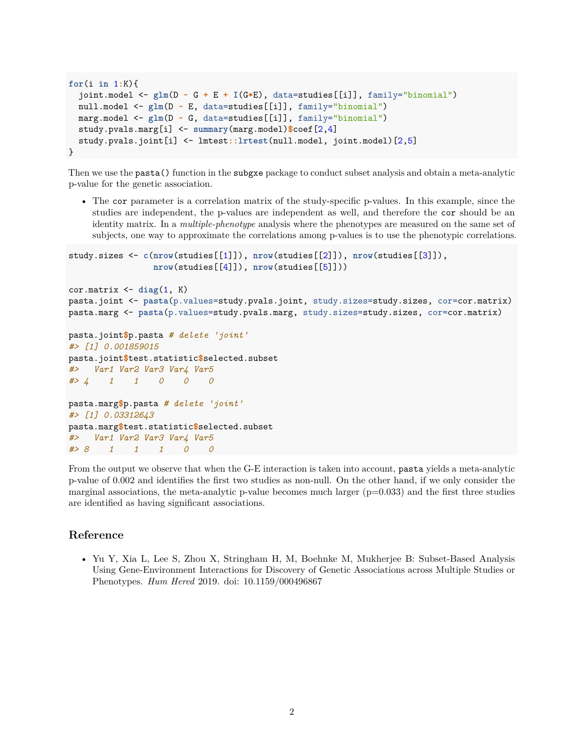```r
for(i in 1:K){
  joint.model <- glm(D ~ G + E + I(G*E), data=studies[[i]], family="binomial")
  null.model <- glm(D ~ E, data=studies[[i]], family="binomial")
  marg.model <- glm(D ~ G, data=studies[[i]], family="binomial")
  study.pvals.marg[i] <- summary(marg.model)$coef[2,4]
  study.pvals.joint[i] <- lmtest::lrtest(null.model, joint.model)[2,5]
}
```

Then we use the `pasta()` function in the `subgxe` package to conduct subset analysis and obtain a meta-analytic p-value for the genetic association.

- The `cor` parameter is a correlation matrix of the study-specific p-values. In this example, since the studies are independent, the p-values are independent as well, and therefore the `cor` should be an identity matrix. In a *multiple-phenotype* analysis where the phenotypes are measured on the same set of subjects, one way to approximate the correlations among p-values is to use the phenotypic correlations.

```r
study.sizes <- c(nrow(studies[[1]]), nrow(studies[[2]]), nrow(studies[[3]]),
                 nrow(studies[[4]]), nrow(studies[[5]]))

cor.matrix <- diag(1, K)
pasta.joint <- pasta(p.values=study.pvals.joint, study.sizes=study.sizes, cor=cor.matrix)
pasta.marg <- pasta(p.values=study.pvals.marg, study.sizes=study.sizes, cor=cor.matrix)

pasta.joint$p.pasta # delete 'joint'
#> [1] 0.001859015
pasta.joint$test.statistic$selected.subset
#>   Var1 Var2 Var3 Var4 Var5
#> 4    1    1    0    0    0

pasta.marg$p.pasta # delete 'joint'
#> [1] 0.03312643
pasta.marg$test.statistic$selected.subset
#>   Var1 Var2 Var3 Var4 Var5
#> 8    1    1    1    0    0
```

From the output we observe that when the G-E interaction is taken into account, `pasta` yields a meta-analytic p-value of 0.002 and identifies the first two studies as non-null. On the other hand, if we only consider the marginal associations, the meta-analytic p-value becomes much larger (p=0.033) and the first three studies are identified as having significant associations.

## Reference

- Yu Y, Xia L, Lee S, Zhou X, Stringham H, M, Boehnke M, Mukherjee B: Subset-Based Analysis Using Gene-Environment Interactions for Discovery of Genetic Associations across Multiple Studies or Phenotypes. *Hum Hered* 2019. doi: 10.1159/000496867